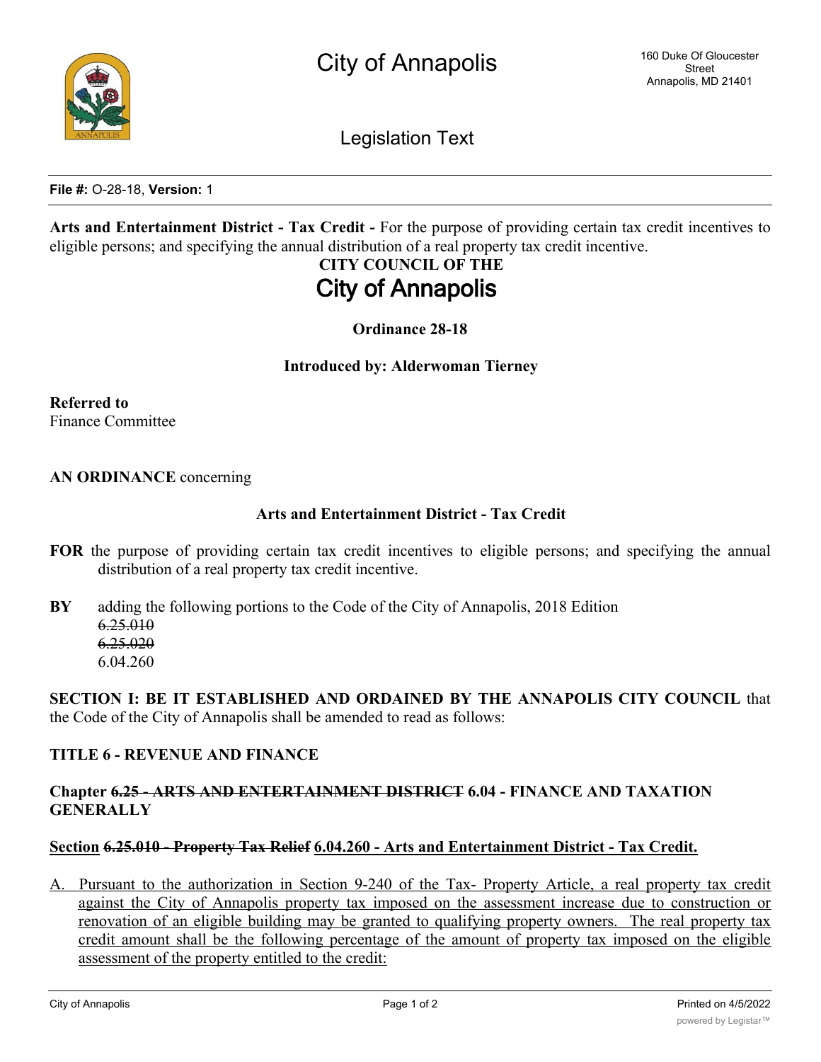# City of Annapolis

160 Duke Of Gloucester Street
Annapolis, MD 21401

Legislation Text

**File #:** O-28-18, **Version:** 1

**Arts and Entertainment District - Tax Credit -** For the purpose of providing certain tax credit incentives to eligible persons; and specifying the annual distribution of a real property tax credit incentive.

**CITY COUNCIL OF THE**

## City of Annapolis

**Ordinance 28-18**

**Introduced by: Alderwoman Tierney**

**Referred to**
Finance Committee

**AN ORDINANCE** concerning

**Arts and Entertainment District - Tax Credit**

**FOR** the purpose of providing certain tax credit incentives to eligible persons; and specifying the annual distribution of a real property tax credit incentive.

**BY** adding the following portions to the Code of the City of Annapolis, 2018 Edition
~~6.25.010~~
~~6.25.020~~
6.04.260

**SECTION I: BE IT ESTABLISHED AND ORDAINED BY THE ANNAPOLIS CITY COUNCIL** that the Code of the City of Annapolis shall be amended to read as follows:

**TITLE 6 - REVENUE AND FINANCE**

**Chapter ~~6.25 - ARTS AND ENTERTAINMENT DISTRICT~~ 6.04 - FINANCE AND TAXATION GENERALLY**

**<u>Section</u> ~~6.25.010 - Property Tax Relief~~ <u>6.04.260 - Arts and Entertainment District - Tax Credit.</u>**

<u>A. Pursuant to the authorization in Section 9-240 of the Tax- Property Article, a real property tax credit against the City of Annapolis property tax imposed on the assessment increase due to construction or renovation of an eligible building may be granted to qualifying property owners. The real property tax credit amount shall be the following percentage of the amount of property tax imposed on the eligible assessment of the property entitled to the credit:</u>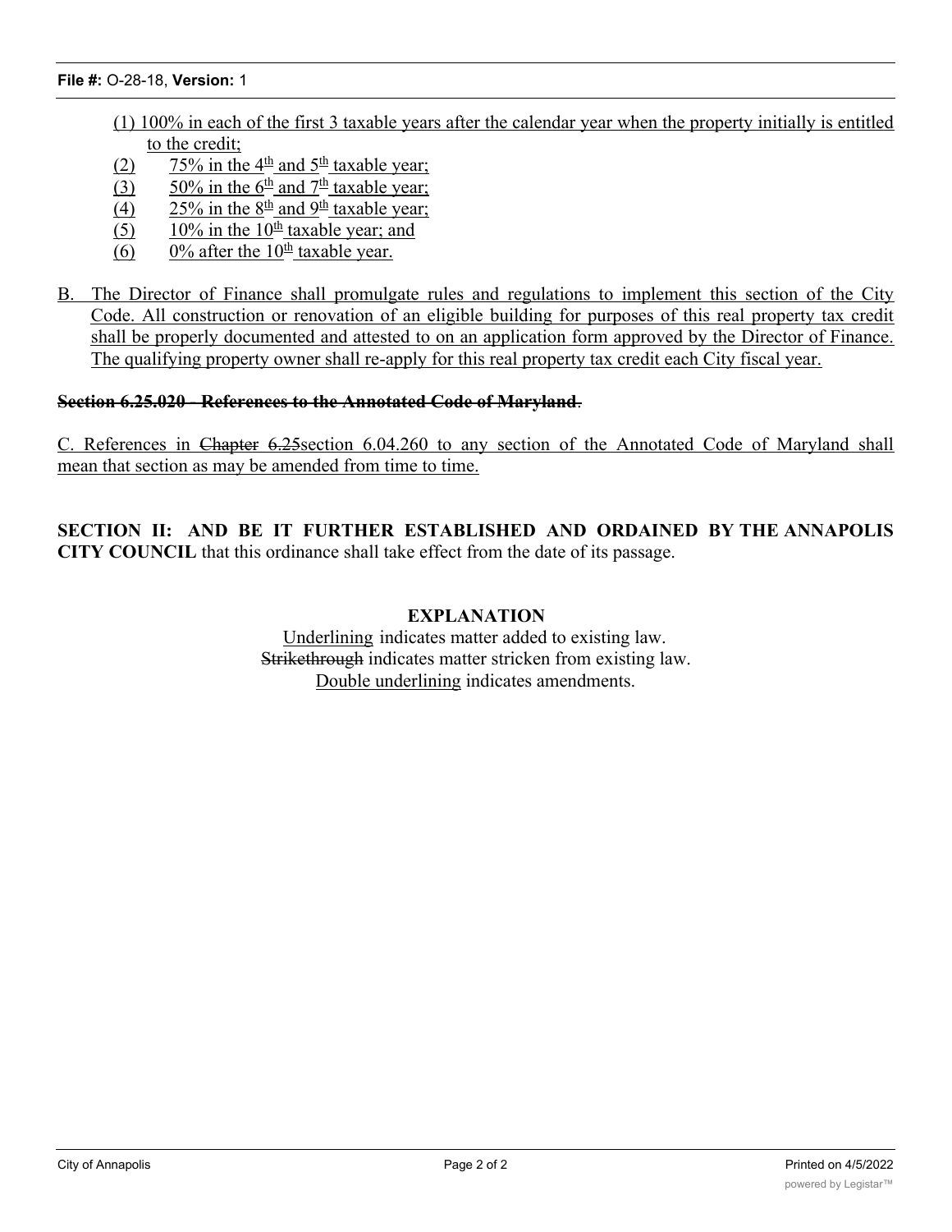(1) 100% in each of the first 3 taxable years after the calendar year when the property initially is entitled to the credit;
(2) 75% in the 4th and 5th taxable year;
(3) 50% in the 6th and 7th taxable year;
(4) 25% in the 8th and 9th taxable year;
(5) 10% in the 10th taxable year; and
(6) 0% after the 10th taxable year.

B. The Director of Finance shall promulgate rules and regulations to implement this section of the City Code. All construction or renovation of an eligible building for purposes of this real property tax credit shall be properly documented and attested to on an application form approved by the Director of Finance. The qualifying property owner shall re-apply for this real property tax credit each City fiscal year.

~~**Section 6.25.020 - References to the Annotated Code of Maryland**~~.

C. References in ~~Chapter 6.25~~section 6.04.260 to any section of the Annotated Code of Maryland shall mean that section as may be amended from time to time.

**SECTION II: AND BE IT FURTHER ESTABLISHED AND ORDAINED BY THE ANNAPOLIS CITY COUNCIL** that this ordinance shall take effect from the date of its passage.

**EXPLANATION**

Underlining indicates matter added to existing law.
~~Strikethrough~~ indicates matter stricken from existing law.
Double underlining indicates amendments.